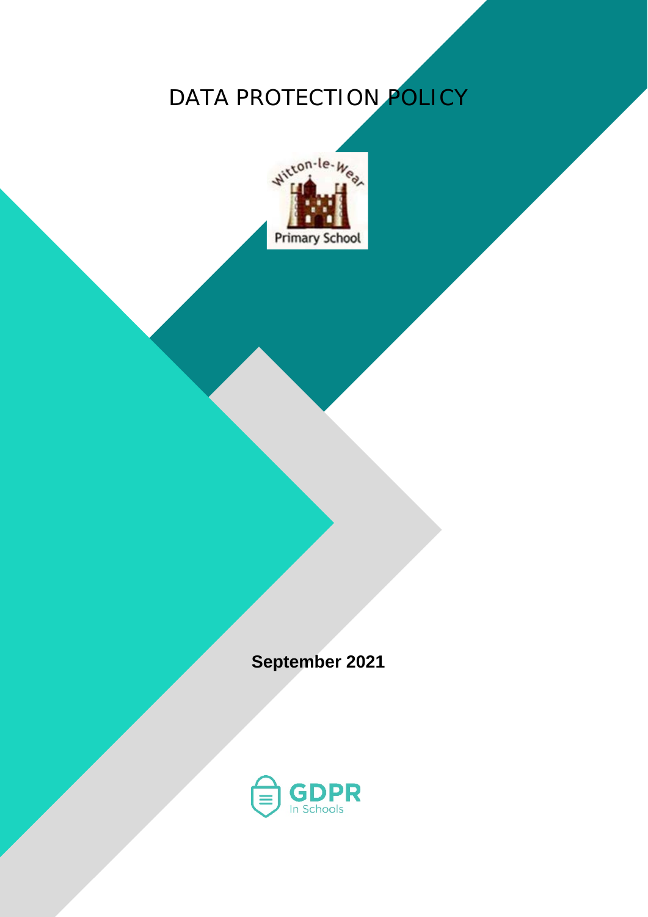# DATA PROTECTION POLICY

Witton-le-Wear Primary School

**September 2021**

GDPR In Schools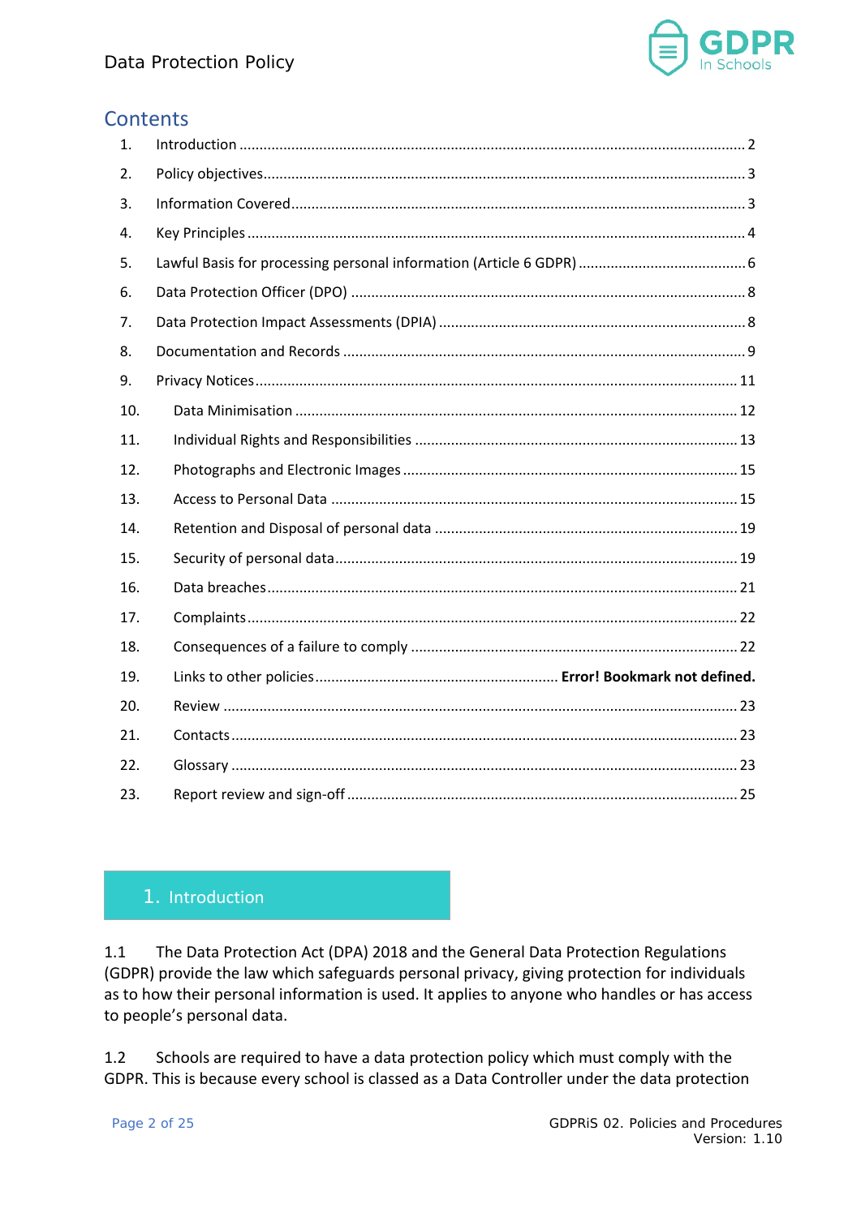## Contents

| | | |
|---|---|---|
| 1. | Introduction | 2 |
| 2. | Policy objectives | 3 |
| 3. | Information Covered | 3 |
| 4. | Key Principles | 4 |
| 5. | Lawful Basis for processing personal information (Article 6 GDPR) | 6 |
| 6. | Data Protection Officer (DPO) | 8 |
| 7. | Data Protection Impact Assessments (DPIA) | 8 |
| 8. | Documentation and Records | 9 |
| 9. | Privacy Notices | 11 |
| 10. | Data Minimisation | 12 |
| 11. | Individual Rights and Responsibilities | 13 |
| 12. | Photographs and Electronic Images | 15 |
| 13. | Access to Personal Data | 15 |
| 14. | Retention and Disposal of personal data | 19 |
| 15. | Security of personal data | 19 |
| 16. | Data breaches | 21 |
| 17. | Complaints | 22 |
| 18. | Consequences of a failure to comply | 22 |
| 19. | Links to other policies | **Error! Bookmark not defined.** |
| 20. | Review | 23 |
| 21. | Contacts | 23 |
| 22. | Glossary | 23 |
| 23. | Report review and sign-off | 25 |

## 1. Introduction

1.1 The Data Protection Act (DPA) 2018 and the General Data Protection Regulations (GDPR) provide the law which safeguards personal privacy, giving protection for individuals as to how their personal information is used. It applies to anyone who handles or has access to people's personal data.

1.2 Schools are required to have a data protection policy which must comply with the GDPR. This is because every school is classed as a Data Controller under the data protection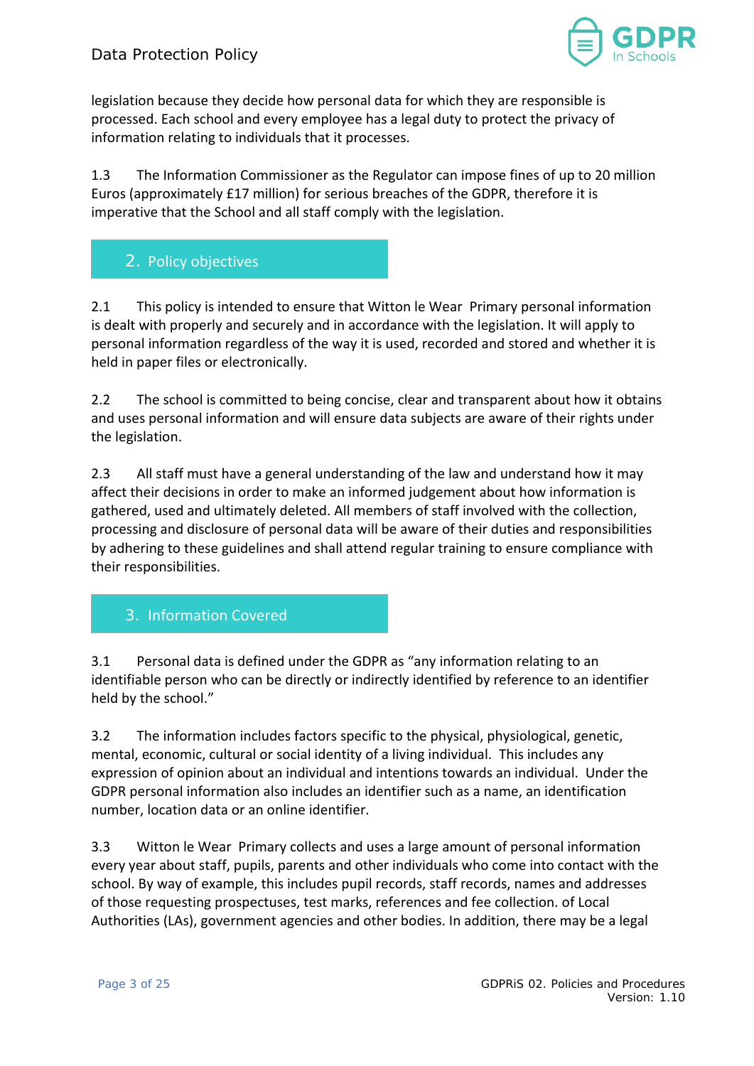legislation because they decide how personal data for which they are responsible is processed. Each school and every employee has a legal duty to protect the privacy of information relating to individuals that it processes.

1.3 The Information Commissioner as the Regulator can impose fines of up to 20 million Euros (approximately £17 million) for serious breaches of the GDPR, therefore it is imperative that the School and all staff comply with the legislation.

## 2. Policy objectives

2.1 This policy is intended to ensure that Witton le Wear Primary personal information is dealt with properly and securely and in accordance with the legislation. It will apply to personal information regardless of the way it is used, recorded and stored and whether it is held in paper files or electronically.

2.2 The school is committed to being concise, clear and transparent about how it obtains and uses personal information and will ensure data subjects are aware of their rights under the legislation.

2.3 All staff must have a general understanding of the law and understand how it may affect their decisions in order to make an informed judgement about how information is gathered, used and ultimately deleted. All members of staff involved with the collection, processing and disclosure of personal data will be aware of their duties and responsibilities by adhering to these guidelines and shall attend regular training to ensure compliance with their responsibilities.

## 3. Information Covered

3.1 Personal data is defined under the GDPR as “any information relating to an identifiable person who can be directly or indirectly identified by reference to an identifier held by the school.”

3.2 The information includes factors specific to the physical, physiological, genetic, mental, economic, cultural or social identity of a living individual. This includes any expression of opinion about an individual and intentions towards an individual. Under the GDPR personal information also includes an identifier such as a name, an identification number, location data or an online identifier.

3.3 Witton le Wear Primary collects and uses a large amount of personal information every year about staff, pupils, parents and other individuals who come into contact with the school. By way of example, this includes pupil records, staff records, names and addresses of those requesting prospectuses, test marks, references and fee collection. of Local Authorities (LAs), government agencies and other bodies. In addition, there may be a legal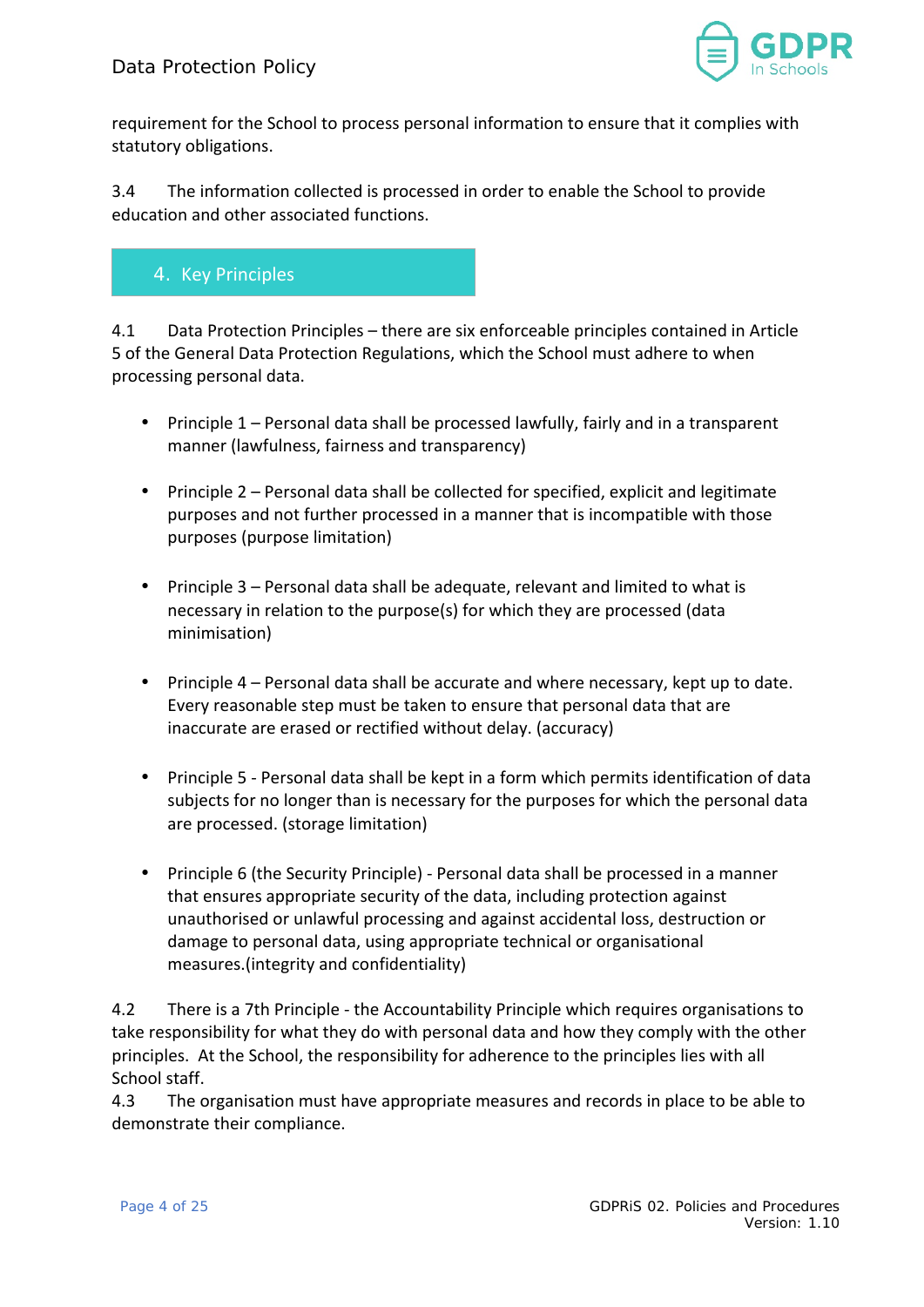requirement for the School to process personal information to ensure that it complies with statutory obligations.

3.4 The information collected is processed in order to enable the School to provide education and other associated functions.

## 4. Key Principles

4.1 Data Protection Principles – there are six enforceable principles contained in Article 5 of the General Data Protection Regulations, which the School must adhere to when processing personal data.

- Principle 1 – Personal data shall be processed lawfully, fairly and in a transparent manner (lawfulness, fairness and transparency)

- Principle 2 – Personal data shall be collected for specified, explicit and legitimate purposes and not further processed in a manner that is incompatible with those purposes (purpose limitation)

- Principle 3 – Personal data shall be adequate, relevant and limited to what is necessary in relation to the purpose(s) for which they are processed (data minimisation)

- Principle 4 – Personal data shall be accurate and where necessary, kept up to date. Every reasonable step must be taken to ensure that personal data that are inaccurate are erased or rectified without delay. (accuracy)

- Principle 5 - Personal data shall be kept in a form which permits identification of data subjects for no longer than is necessary for the purposes for which the personal data are processed. (storage limitation)

- Principle 6 (the Security Principle) - Personal data shall be processed in a manner that ensures appropriate security of the data, including protection against unauthorised or unlawful processing and against accidental loss, destruction or damage to personal data, using appropriate technical or organisational measures.(integrity and confidentiality)

4.2 There is a 7th Principle - the Accountability Principle which requires organisations to take responsibility for what they do with personal data and how they comply with the other principles. At the School, the responsibility for adherence to the principles lies with all School staff.

4.3 The organisation must have appropriate measures and records in place to be able to demonstrate their compliance.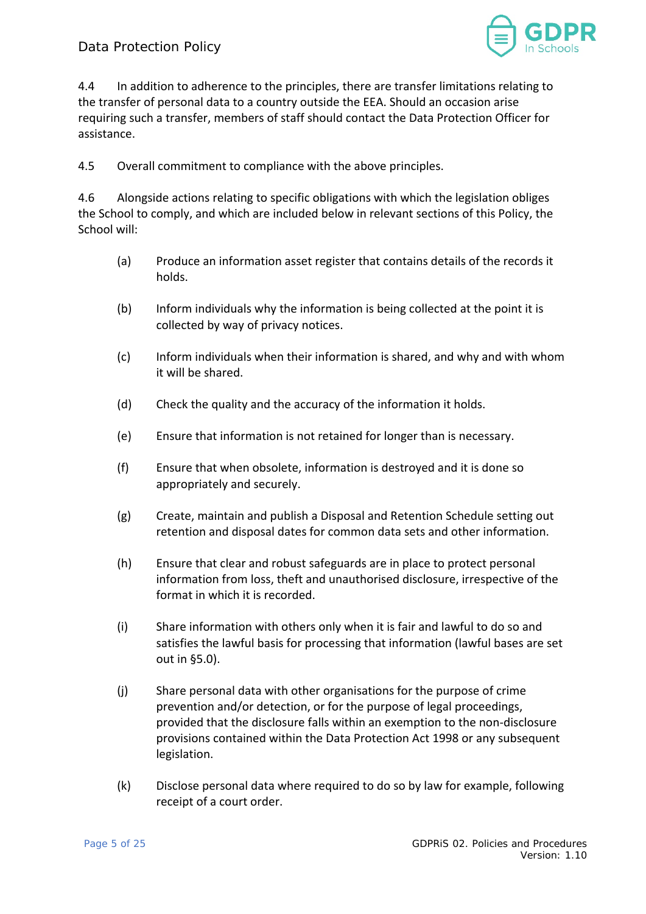4.4 In addition to adherence to the principles, there are transfer limitations relating to the transfer of personal data to a country outside the EEA. Should an occasion arise requiring such a transfer, members of staff should contact the Data Protection Officer for assistance.

4.5 Overall commitment to compliance with the above principles.

4.6 Alongside actions relating to specific obligations with which the legislation obliges the School to comply, and which are included below in relevant sections of this Policy, the School will:

(a) Produce an information asset register that contains details of the records it holds.

(b) Inform individuals why the information is being collected at the point it is collected by way of privacy notices.

(c) Inform individuals when their information is shared, and why and with whom it will be shared.

(d) Check the quality and the accuracy of the information it holds.

(e) Ensure that information is not retained for longer than is necessary.

(f) Ensure that when obsolete, information is destroyed and it is done so appropriately and securely.

(g) Create, maintain and publish a Disposal and Retention Schedule setting out retention and disposal dates for common data sets and other information.

(h) Ensure that clear and robust safeguards are in place to protect personal information from loss, theft and unauthorised disclosure, irrespective of the format in which it is recorded.

(i) Share information with others only when it is fair and lawful to do so and satisfies the lawful basis for processing that information (lawful bases are set out in §5.0).

(j) Share personal data with other organisations for the purpose of crime prevention and/or detection, or for the purpose of legal proceedings, provided that the disclosure falls within an exemption to the non-disclosure provisions contained within the Data Protection Act 1998 or any subsequent legislation.

(k) Disclose personal data where required to do so by law for example, following receipt of a court order.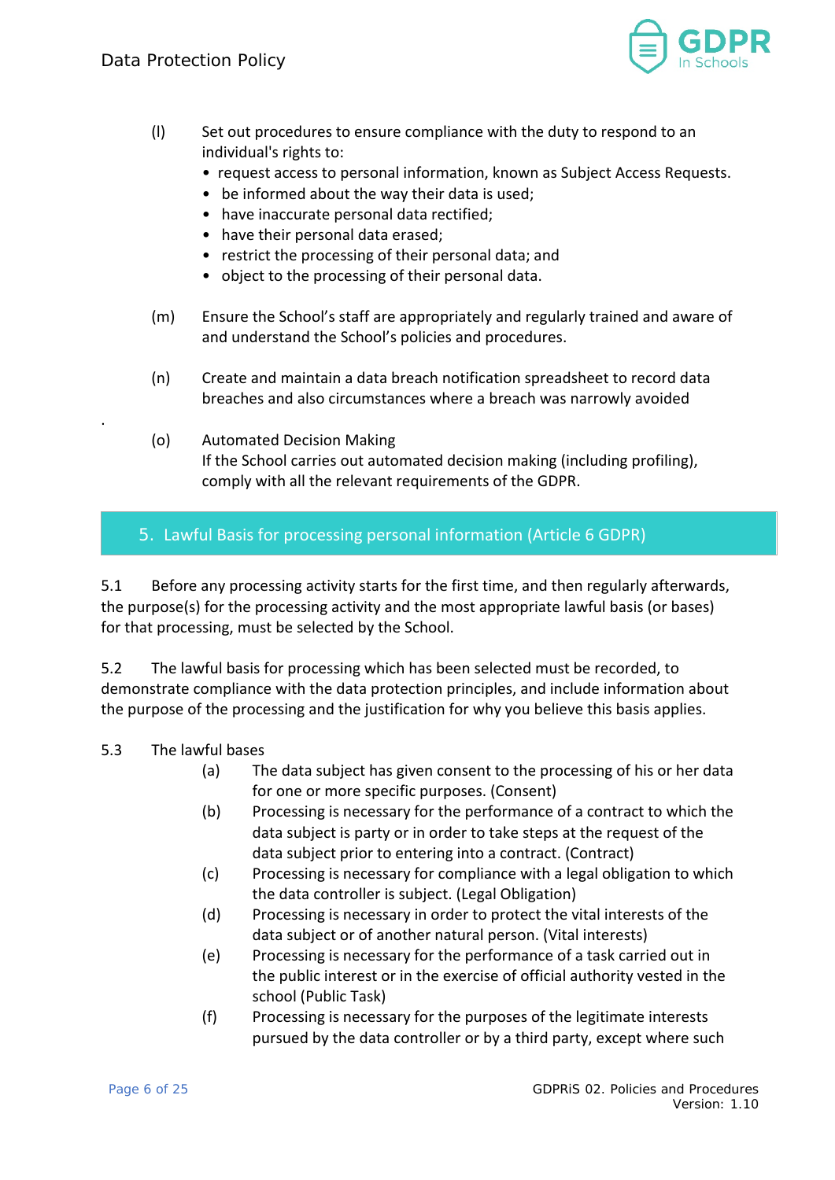(l) Set out procedures to ensure compliance with the duty to respond to an individual's rights to:

- request access to personal information, known as Subject Access Requests.
- be informed about the way their data is used;
- have inaccurate personal data rectified;
- have their personal data erased;
- restrict the processing of their personal data; and
- object to the processing of their personal data.

(m) Ensure the School's staff are appropriately and regularly trained and aware of and understand the School's policies and procedures.

(n) Create and maintain a data breach notification spreadsheet to record data breaches and also circumstances where a breach was narrowly avoided

.

(o) Automated Decision Making
If the School carries out automated decision making (including profiling), comply with all the relevant requirements of the GDPR.

## 5. Lawful Basis for processing personal information (Article 6 GDPR)

5.1 Before any processing activity starts for the first time, and then regularly afterwards, the purpose(s) for the processing activity and the most appropriate lawful basis (or bases) for that processing, must be selected by the School.

5.2 The lawful basis for processing which has been selected must be recorded, to demonstrate compliance with the data protection principles, and include information about the purpose of the processing and the justification for why you believe this basis applies.

5.3 The lawful bases

(a) The data subject has given consent to the processing of his or her data for one or more specific purposes. (Consent)

(b) Processing is necessary for the performance of a contract to which the data subject is party or in order to take steps at the request of the data subject prior to entering into a contract. (Contract)

(c) Processing is necessary for compliance with a legal obligation to which the data controller is subject. (Legal Obligation)

(d) Processing is necessary in order to protect the vital interests of the data subject or of another natural person. (Vital interests)

(e) Processing is necessary for the performance of a task carried out in the public interest or in the exercise of official authority vested in the school (Public Task)

(f) Processing is necessary for the purposes of the legitimate interests pursued by the data controller or by a third party, except where such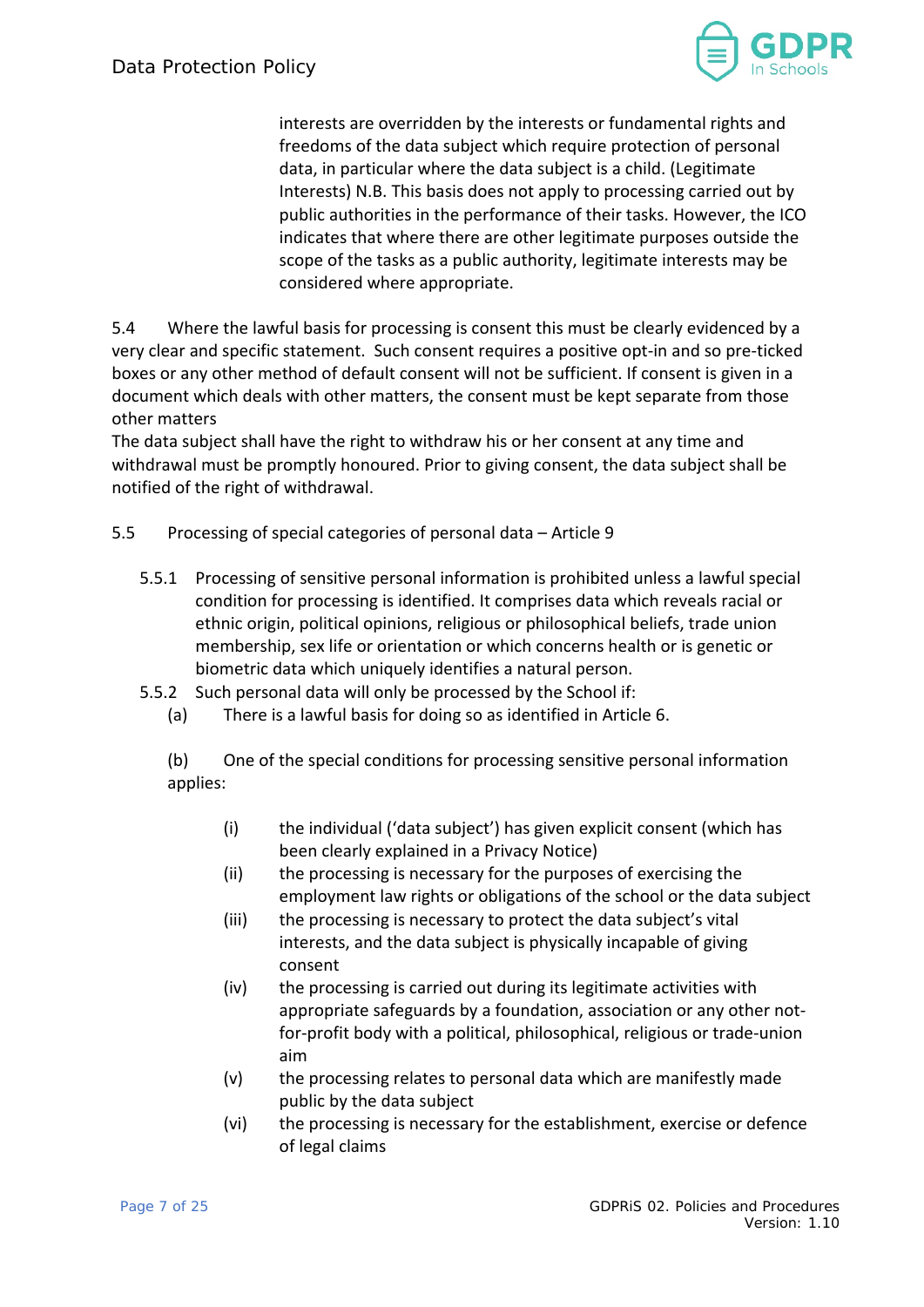interests are overridden by the interests or fundamental rights and freedoms of the data subject which require protection of personal data, in particular where the data subject is a child. (Legitimate Interests) N.B. This basis does not apply to processing carried out by public authorities in the performance of their tasks. However, the ICO indicates that where there are other legitimate purposes outside the scope of the tasks as a public authority, legitimate interests may be considered where appropriate.

5.4 Where the lawful basis for processing is consent this must be clearly evidenced by a very clear and specific statement. Such consent requires a positive opt-in and so pre-ticked boxes or any other method of default consent will not be sufficient. If consent is given in a document which deals with other matters, the consent must be kept separate from those other matters

The data subject shall have the right to withdraw his or her consent at any time and withdrawal must be promptly honoured. Prior to giving consent, the data subject shall be notified of the right of withdrawal.

5.5 Processing of special categories of personal data – Article 9

5.5.1 Processing of sensitive personal information is prohibited unless a lawful special condition for processing is identified. It comprises data which reveals racial or ethnic origin, political opinions, religious or philosophical beliefs, trade union membership, sex life or orientation or which concerns health or is genetic or biometric data which uniquely identifies a natural person.

5.5.2 Such personal data will only be processed by the School if:

(a) There is a lawful basis for doing so as identified in Article 6.

(b) One of the special conditions for processing sensitive personal information applies:

- (i) the individual ('data subject') has given explicit consent (which has been clearly explained in a Privacy Notice)
- (ii) the processing is necessary for the purposes of exercising the employment law rights or obligations of the school or the data subject
- (iii) the processing is necessary to protect the data subject's vital interests, and the data subject is physically incapable of giving consent
- (iv) the processing is carried out during its legitimate activities with appropriate safeguards by a foundation, association or any other not-for-profit body with a political, philosophical, religious or trade-union aim
- (v) the processing relates to personal data which are manifestly made public by the data subject
- (vi) the processing is necessary for the establishment, exercise or defence of legal claims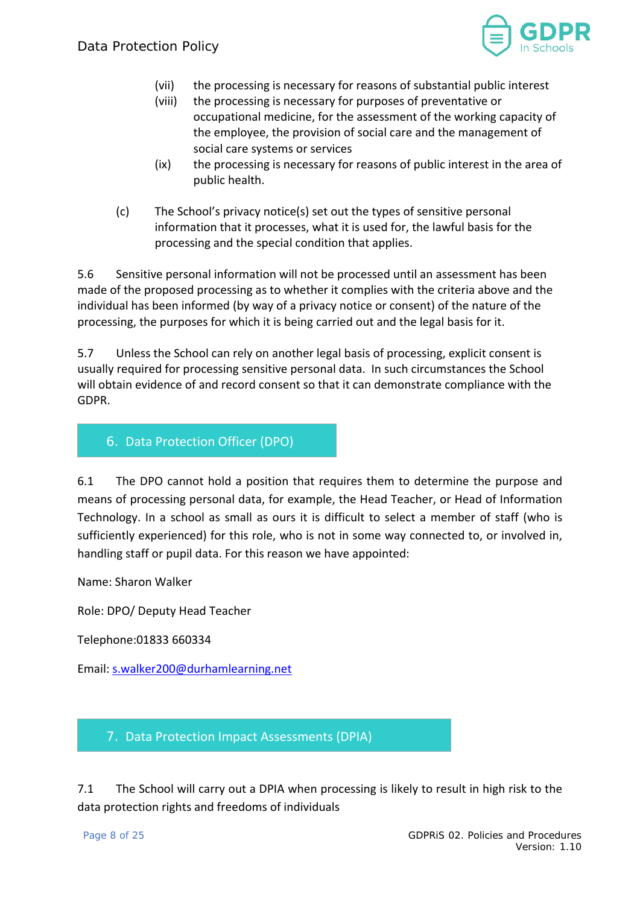(vii) the processing is necessary for reasons of substantial public interest

(viii) the processing is necessary for purposes of preventative or occupational medicine, for the assessment of the working capacity of the employee, the provision of social care and the management of social care systems or services

(ix) the processing is necessary for reasons of public interest in the area of public health.

(c) The School's privacy notice(s) set out the types of sensitive personal information that it processes, what it is used for, the lawful basis for the processing and the special condition that applies.

5.6 Sensitive personal information will not be processed until an assessment has been made of the proposed processing as to whether it complies with the criteria above and the individual has been informed (by way of a privacy notice or consent) of the nature of the processing, the purposes for which it is being carried out and the legal basis for it.

5.7 Unless the School can rely on another legal basis of processing, explicit consent is usually required for processing sensitive personal data. In such circumstances the School will obtain evidence of and record consent so that it can demonstrate compliance with the GDPR.

## 6. Data Protection Officer (DPO)

6.1 The DPO cannot hold a position that requires them to determine the purpose and means of processing personal data, for example, the Head Teacher, or Head of Information Technology. In a school as small as ours it is difficult to select a member of staff (who is sufficiently experienced) for this role, who is not in some way connected to, or involved in, handling staff or pupil data. For this reason we have appointed:

Name: Sharon Walker

Role: DPO/ Deputy Head Teacher

Telephone:01833 660334

Email: s.walker200@durhamlearning.net

## 7. Data Protection Impact Assessments (DPIA)

7.1 The School will carry out a DPIA when processing is likely to result in high risk to the data protection rights and freedoms of individuals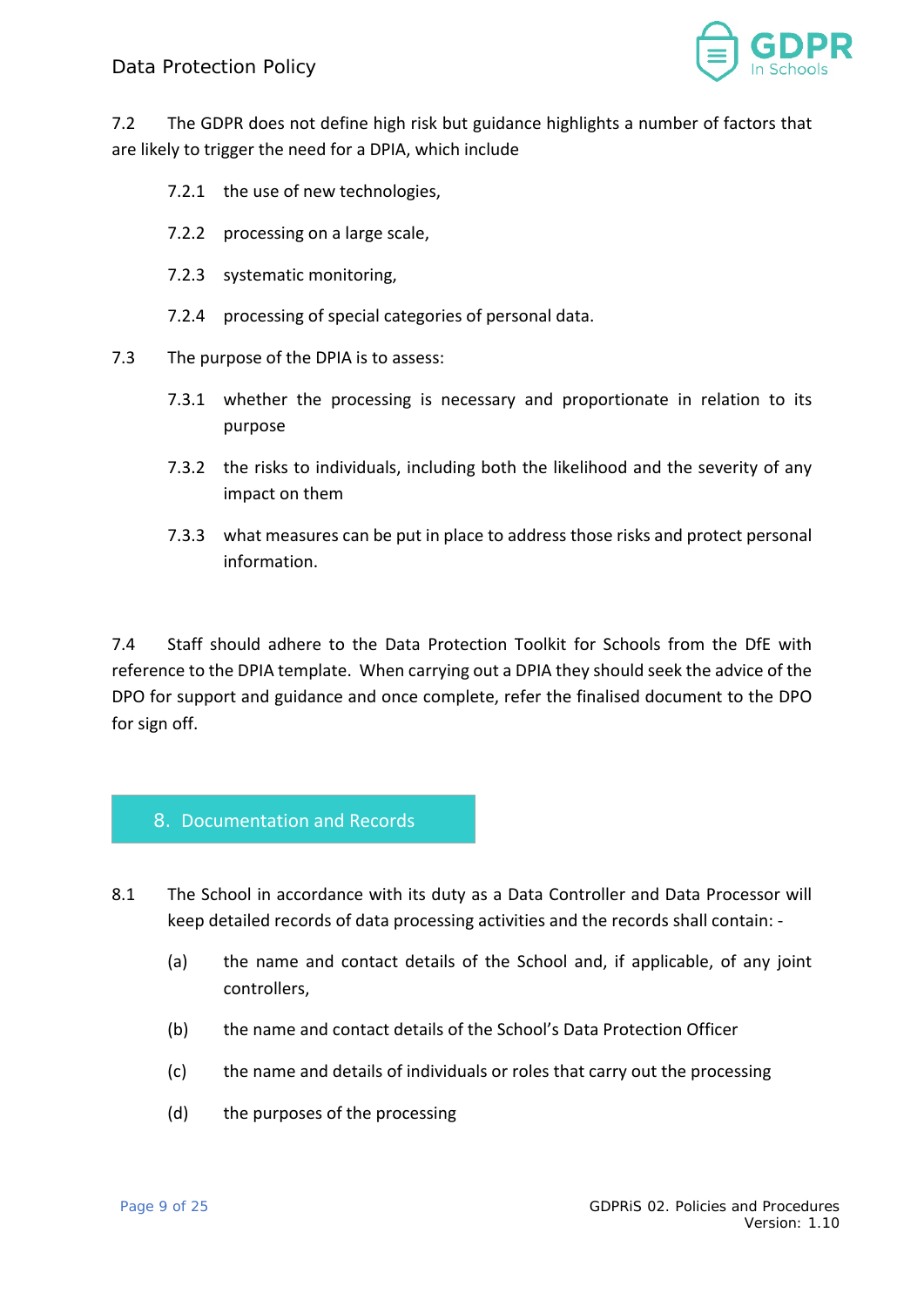7.2 The GDPR does not define high risk but guidance highlights a number of factors that are likely to trigger the need for a DPIA, which include

- 7.2.1 the use of new technologies,
- 7.2.2 processing on a large scale,
- 7.2.3 systematic monitoring,
- 7.2.4 processing of special categories of personal data.

7.3 The purpose of the DPIA is to assess:

- 7.3.1 whether the processing is necessary and proportionate in relation to its purpose
- 7.3.2 the risks to individuals, including both the likelihood and the severity of any impact on them
- 7.3.3 what measures can be put in place to address those risks and protect personal information.

7.4 Staff should adhere to the Data Protection Toolkit for Schools from the DfE with reference to the DPIA template. When carrying out a DPIA they should seek the advice of the DPO for support and guidance and once complete, refer the finalised document to the DPO for sign off.

## 8. Documentation and Records

8.1 The School in accordance with its duty as a Data Controller and Data Processor will keep detailed records of data processing activities and the records shall contain: -

- (a) the name and contact details of the School and, if applicable, of any joint controllers,
- (b) the name and contact details of the School's Data Protection Officer
- (c) the name and details of individuals or roles that carry out the processing
- (d) the purposes of the processing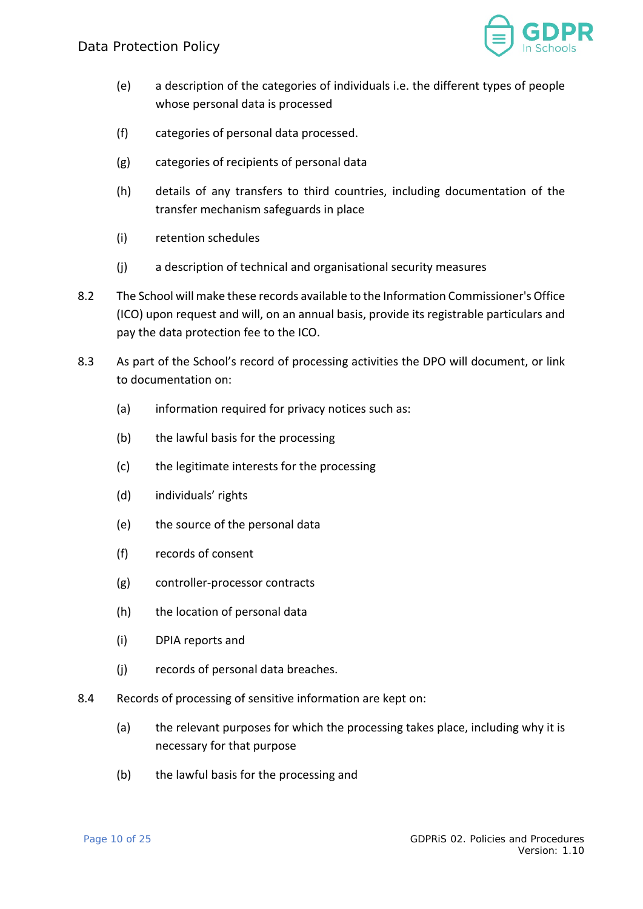(e) a description of the categories of individuals i.e. the different types of people whose personal data is processed

(f) categories of personal data processed.

(g) categories of recipients of personal data

(h) details of any transfers to third countries, including documentation of the transfer mechanism safeguards in place

(i) retention schedules

(j) a description of technical and organisational security measures

8.2 The School will make these records available to the Information Commissioner's Office (ICO) upon request and will, on an annual basis, provide its registrable particulars and pay the data protection fee to the ICO.

8.3 As part of the School's record of processing activities the DPO will document, or link to documentation on:

(a) information required for privacy notices such as:

(b) the lawful basis for the processing

(c) the legitimate interests for the processing

(d) individuals' rights

(e) the source of the personal data

(f) records of consent

(g) controller-processor contracts

(h) the location of personal data

(i) DPIA reports and

(j) records of personal data breaches.

8.4 Records of processing of sensitive information are kept on:

(a) the relevant purposes for which the processing takes place, including why it is necessary for that purpose

(b) the lawful basis for the processing and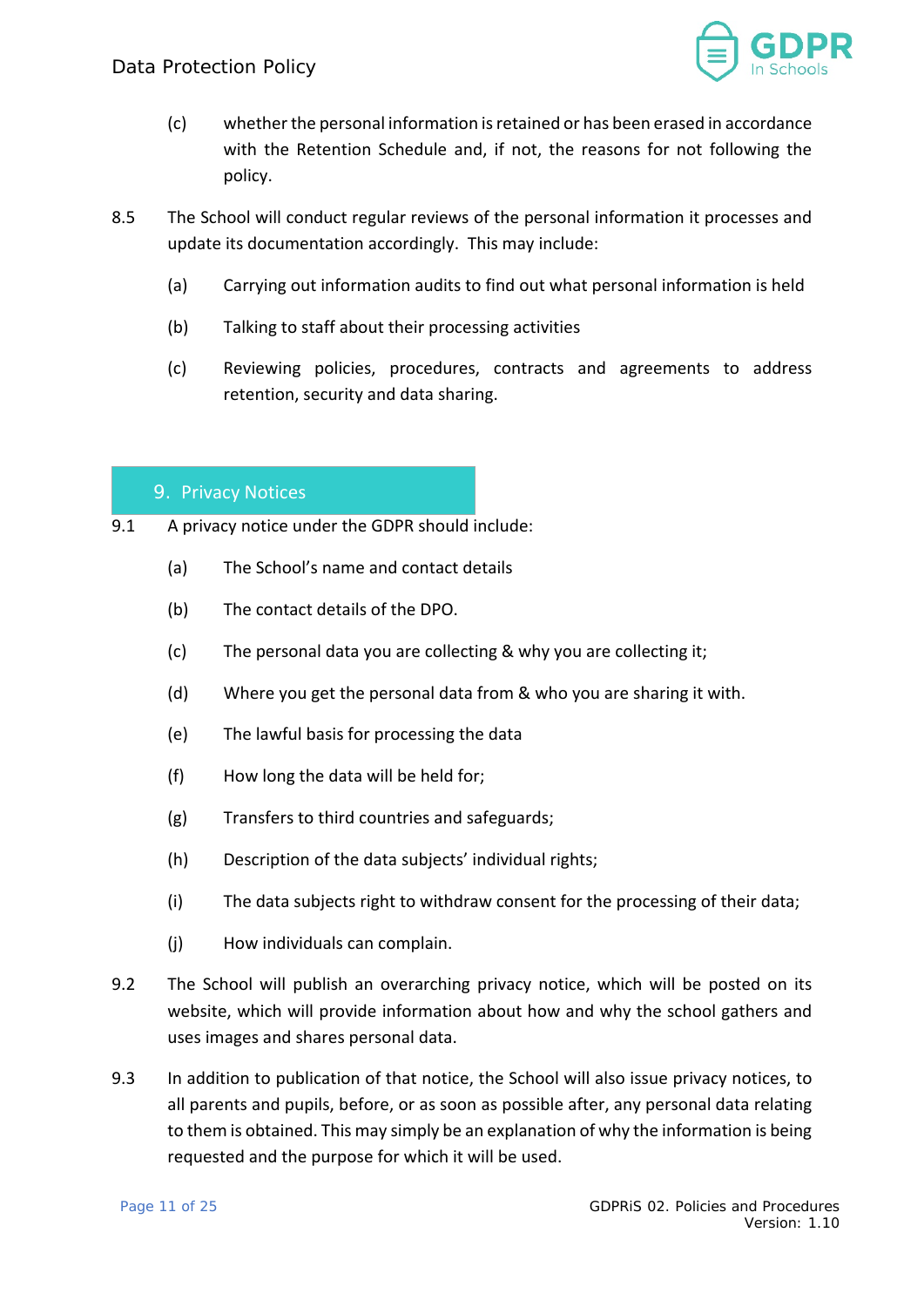(c) whether the personal information is retained or has been erased in accordance with the Retention Schedule and, if not, the reasons for not following the policy.

8.5 The School will conduct regular reviews of the personal information it processes and update its documentation accordingly. This may include:

(a) Carrying out information audits to find out what personal information is held

(b) Talking to staff about their processing activities

(c) Reviewing policies, procedures, contracts and agreements to address retention, security and data sharing.

## 9. Privacy Notices

9.1 A privacy notice under the GDPR should include:

(a) The School's name and contact details

(b) The contact details of the DPO.

(c) The personal data you are collecting & why you are collecting it;

(d) Where you get the personal data from & who you are sharing it with.

(e) The lawful basis for processing the data

(f) How long the data will be held for;

(g) Transfers to third countries and safeguards;

(h) Description of the data subjects' individual rights;

(i) The data subjects right to withdraw consent for the processing of their data;

(j) How individuals can complain.

9.2 The School will publish an overarching privacy notice, which will be posted on its website, which will provide information about how and why the school gathers and uses images and shares personal data.

9.3 In addition to publication of that notice, the School will also issue privacy notices, to all parents and pupils, before, or as soon as possible after, any personal data relating to them is obtained. This may simply be an explanation of why the information is being requested and the purpose for which it will be used.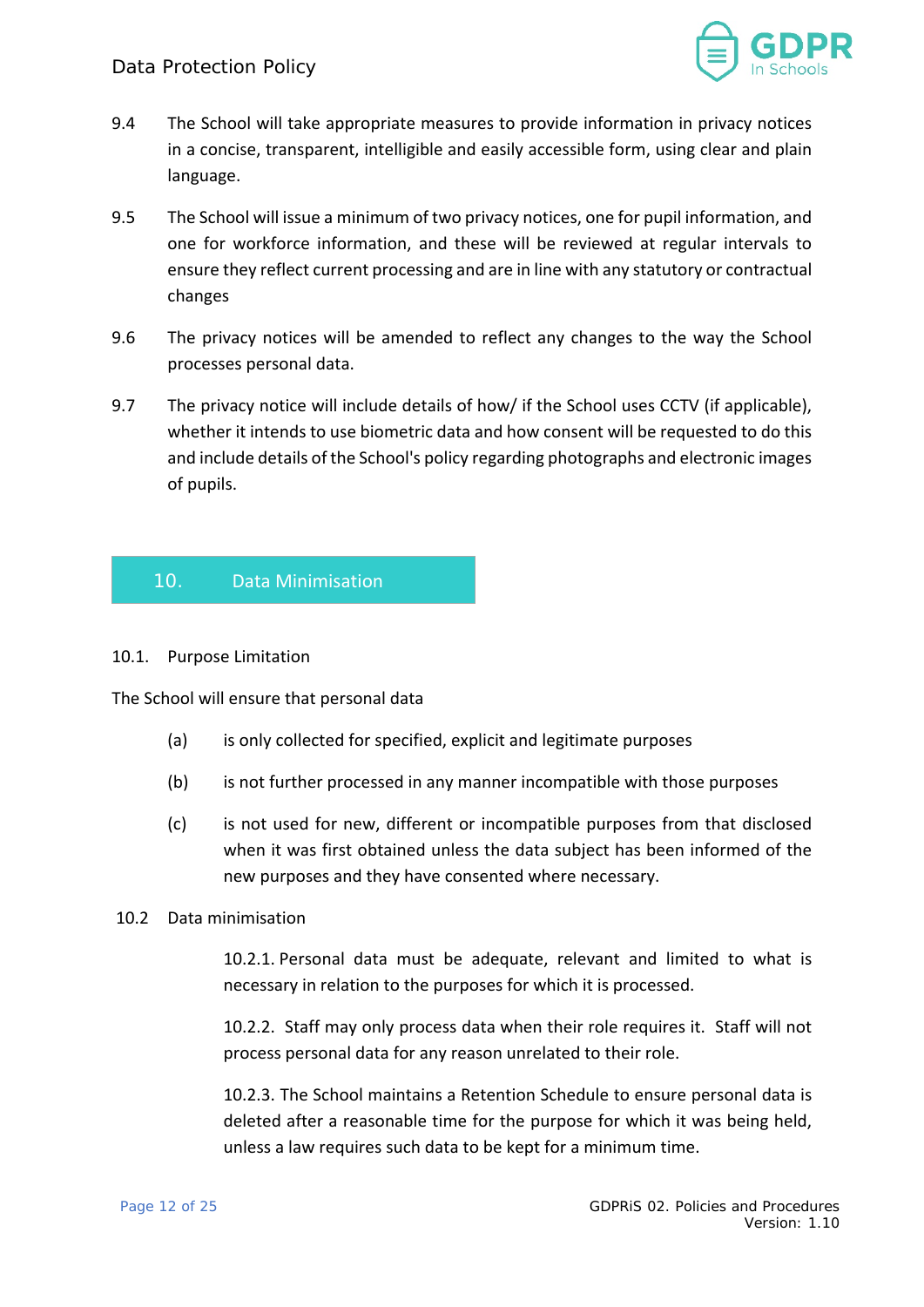9.4 The School will take appropriate measures to provide information in privacy notices in a concise, transparent, intelligible and easily accessible form, using clear and plain language.

9.5 The School will issue a minimum of two privacy notices, one for pupil information, and one for workforce information, and these will be reviewed at regular intervals to ensure they reflect current processing and are in line with any statutory or contractual changes

9.6 The privacy notices will be amended to reflect any changes to the way the School processes personal data.

9.7 The privacy notice will include details of how/ if the School uses CCTV (if applicable), whether it intends to use biometric data and how consent will be requested to do this and include details of the School's policy regarding photographs and electronic images of pupils.

## 10. Data Minimisation

10.1. Purpose Limitation

The School will ensure that personal data

(a) is only collected for specified, explicit and legitimate purposes

(b) is not further processed in any manner incompatible with those purposes

(c) is not used for new, different or incompatible purposes from that disclosed when it was first obtained unless the data subject has been informed of the new purposes and they have consented where necessary.

10.2 Data minimisation

10.2.1. Personal data must be adequate, relevant and limited to what is necessary in relation to the purposes for which it is processed.

10.2.2. Staff may only process data when their role requires it. Staff will not process personal data for any reason unrelated to their role.

10.2.3. The School maintains a Retention Schedule to ensure personal data is deleted after a reasonable time for the purpose for which it was being held, unless a law requires such data to be kept for a minimum time.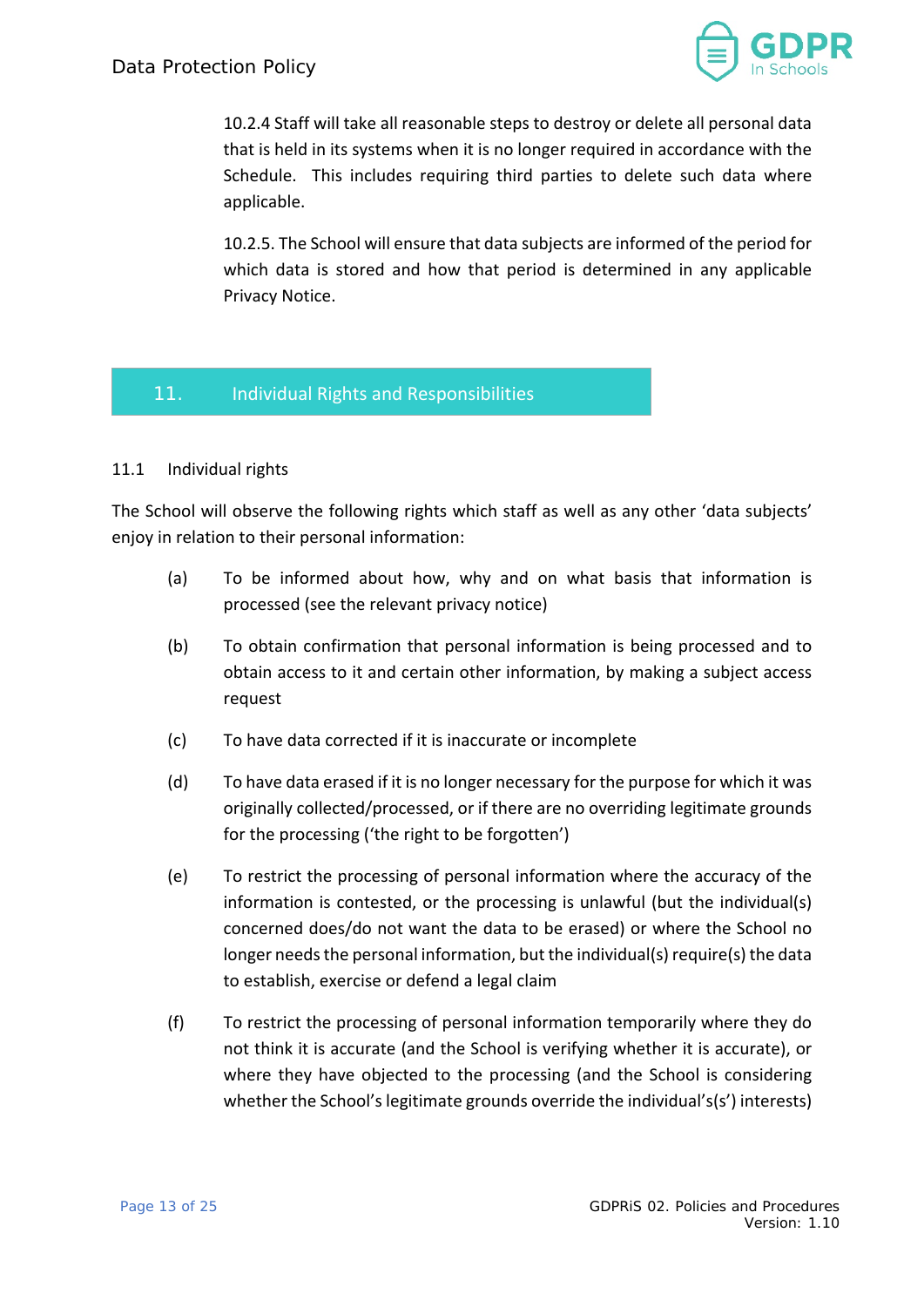10.2.4 Staff will take all reasonable steps to destroy or delete all personal data that is held in its systems when it is no longer required in accordance with the Schedule. This includes requiring third parties to delete such data where applicable.

10.2.5. The School will ensure that data subjects are informed of the period for which data is stored and how that period is determined in any applicable Privacy Notice.

## 11. Individual Rights and Responsibilities

### 11.1 Individual rights

The School will observe the following rights which staff as well as any other 'data subjects' enjoy in relation to their personal information:

(a) To be informed about how, why and on what basis that information is processed (see the relevant privacy notice)

(b) To obtain confirmation that personal information is being processed and to obtain access to it and certain other information, by making a subject access request

(c) To have data corrected if it is inaccurate or incomplete

(d) To have data erased if it is no longer necessary for the purpose for which it was originally collected/processed, or if there are no overriding legitimate grounds for the processing ('the right to be forgotten')

(e) To restrict the processing of personal information where the accuracy of the information is contested, or the processing is unlawful (but the individual(s) concerned does/do not want the data to be erased) or where the School no longer needs the personal information, but the individual(s) require(s) the data to establish, exercise or defend a legal claim

(f) To restrict the processing of personal information temporarily where they do not think it is accurate (and the School is verifying whether it is accurate), or where they have objected to the processing (and the School is considering whether the School's legitimate grounds override the individual's(s') interests)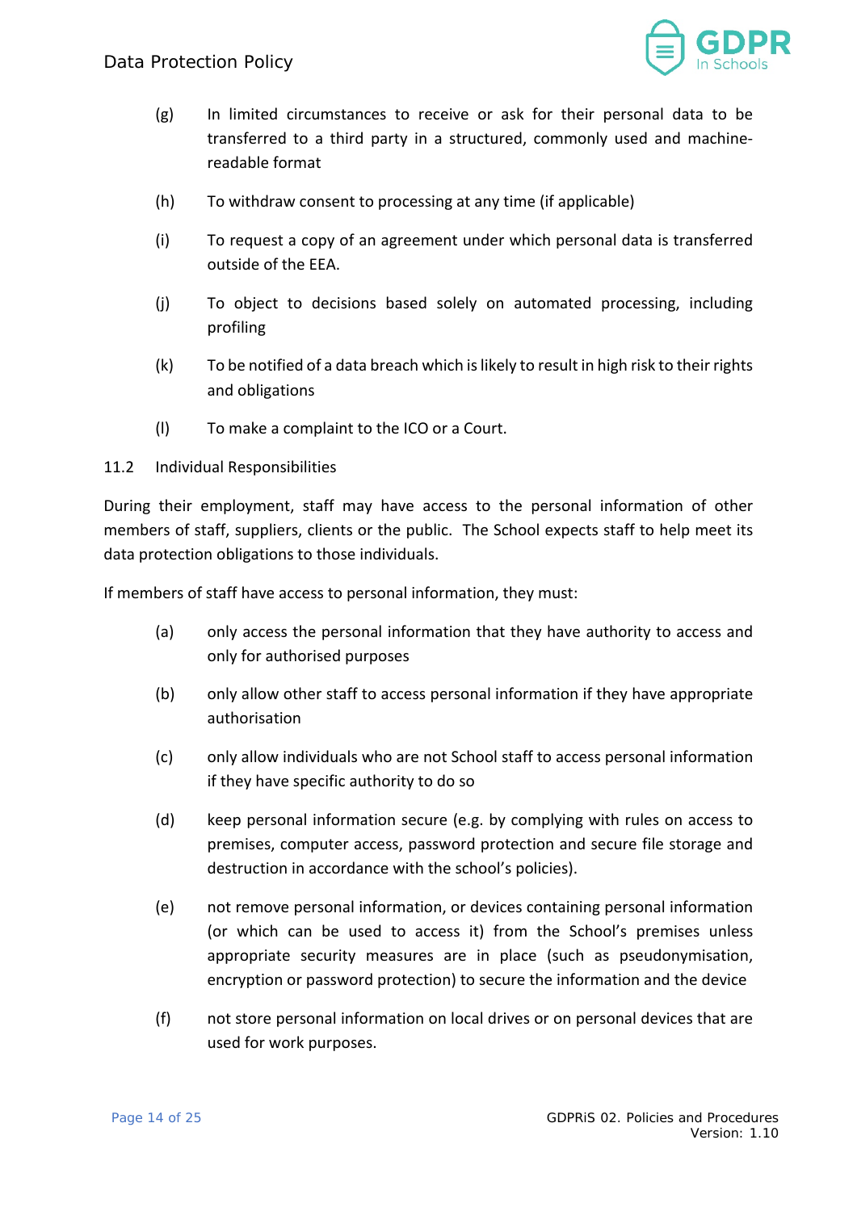(g) In limited circumstances to receive or ask for their personal data to be transferred to a third party in a structured, commonly used and machine-readable format

(h) To withdraw consent to processing at any time (if applicable)

(i) To request a copy of an agreement under which personal data is transferred outside of the EEA.

(j) To object to decisions based solely on automated processing, including profiling

(k) To be notified of a data breach which is likely to result in high risk to their rights and obligations

(l) To make a complaint to the ICO or a Court.

11.2 Individual Responsibilities

During their employment, staff may have access to the personal information of other members of staff, suppliers, clients or the public. The School expects staff to help meet its data protection obligations to those individuals.

If members of staff have access to personal information, they must:

(a) only access the personal information that they have authority to access and only for authorised purposes

(b) only allow other staff to access personal information if they have appropriate authorisation

(c) only allow individuals who are not School staff to access personal information if they have specific authority to do so

(d) keep personal information secure (e.g. by complying with rules on access to premises, computer access, password protection and secure file storage and destruction in accordance with the school's policies).

(e) not remove personal information, or devices containing personal information (or which can be used to access it) from the School's premises unless appropriate security measures are in place (such as pseudonymisation, encryption or password protection) to secure the information and the device

(f) not store personal information on local drives or on personal devices that are used for work purposes.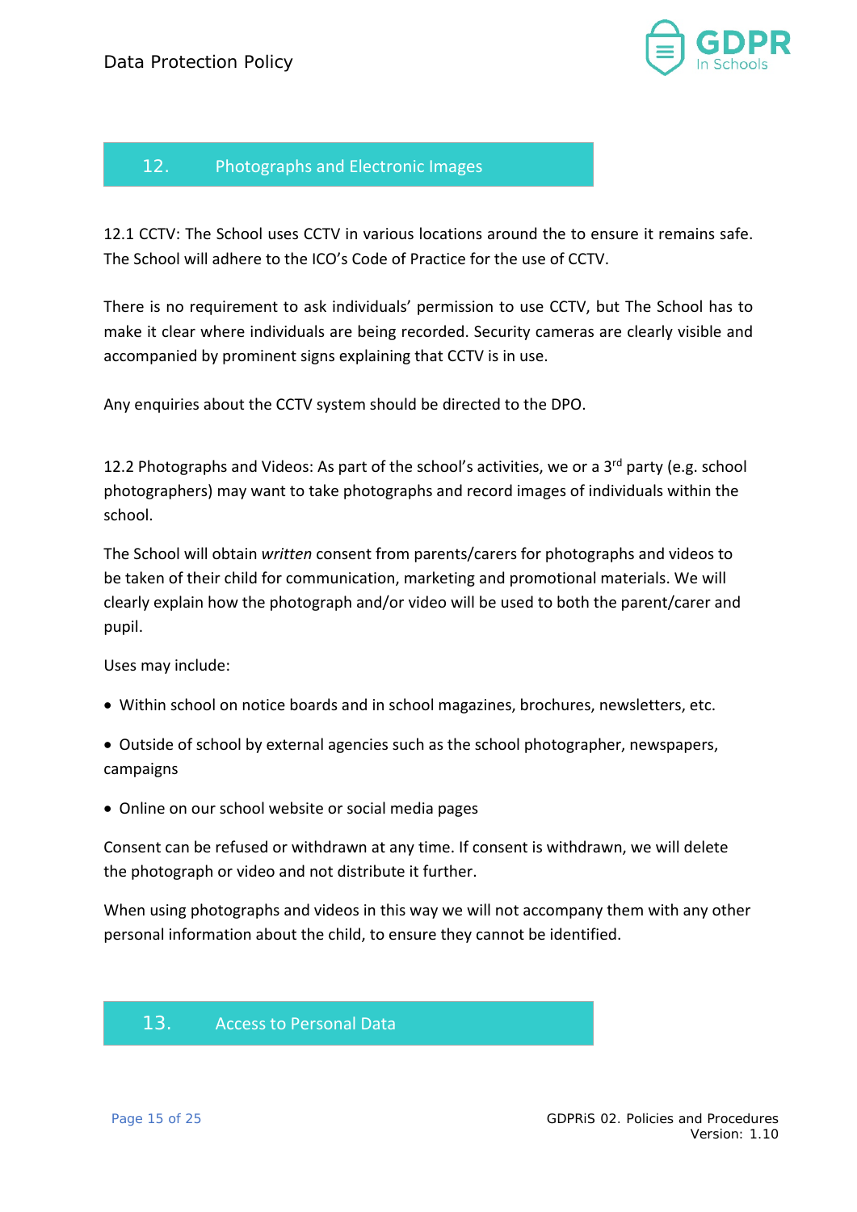## 12. Photographs and Electronic Images

12.1 CCTV: The School uses CCTV in various locations around the to ensure it remains safe. The School will adhere to the ICO's Code of Practice for the use of CCTV.

There is no requirement to ask individuals' permission to use CCTV, but The School has to make it clear where individuals are being recorded. Security cameras are clearly visible and accompanied by prominent signs explaining that CCTV is in use.

Any enquiries about the CCTV system should be directed to the DPO.

12.2 Photographs and Videos: As part of the school's activities, we or a 3rd party (e.g. school photographers) may want to take photographs and record images of individuals within the school.

The School will obtain *written* consent from parents/carers for photographs and videos to be taken of their child for communication, marketing and promotional materials. We will clearly explain how the photograph and/or video will be used to both the parent/carer and pupil.

Uses may include:

- Within school on notice boards and in school magazines, brochures, newsletters, etc.
- Outside of school by external agencies such as the school photographer, newspapers, campaigns
- Online on our school website or social media pages

Consent can be refused or withdrawn at any time. If consent is withdrawn, we will delete the photograph or video and not distribute it further.

When using photographs and videos in this way we will not accompany them with any other personal information about the child, to ensure they cannot be identified.

## 13. Access to Personal Data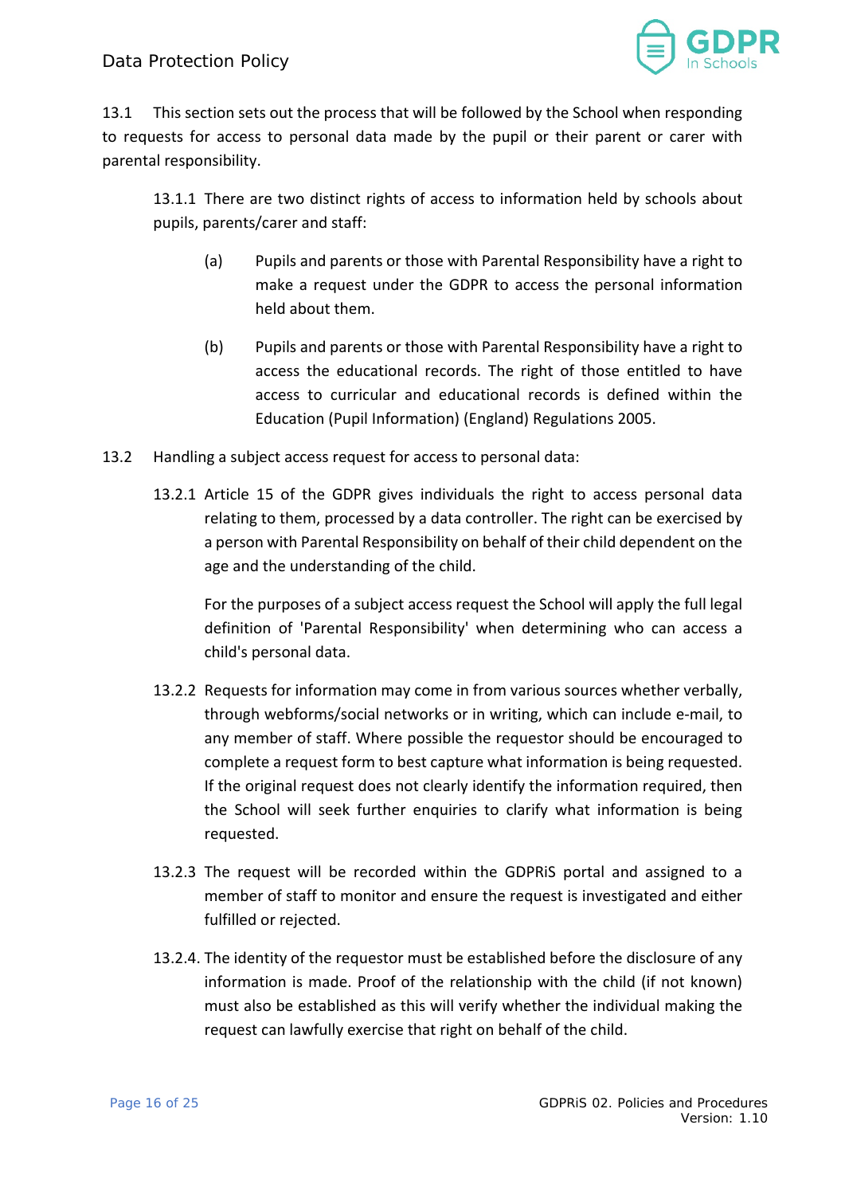13.1 This section sets out the process that will be followed by the School when responding to requests for access to personal data made by the pupil or their parent or carer with parental responsibility.

13.1.1 There are two distinct rights of access to information held by schools about pupils, parents/carer and staff:

(a) Pupils and parents or those with Parental Responsibility have a right to make a request under the GDPR to access the personal information held about them.

(b) Pupils and parents or those with Parental Responsibility have a right to access the educational records. The right of those entitled to have access to curricular and educational records is defined within the Education (Pupil Information) (England) Regulations 2005.

13.2 Handling a subject access request for access to personal data:

13.2.1 Article 15 of the GDPR gives individuals the right to access personal data relating to them, processed by a data controller. The right can be exercised by a person with Parental Responsibility on behalf of their child dependent on the age and the understanding of the child.

For the purposes of a subject access request the School will apply the full legal definition of 'Parental Responsibility' when determining who can access a child's personal data.

13.2.2 Requests for information may come in from various sources whether verbally, through webforms/social networks or in writing, which can include e-mail, to any member of staff. Where possible the requestor should be encouraged to complete a request form to best capture what information is being requested. If the original request does not clearly identify the information required, then the School will seek further enquiries to clarify what information is being requested.

13.2.3 The request will be recorded within the GDPRiS portal and assigned to a member of staff to monitor and ensure the request is investigated and either fulfilled or rejected.

13.2.4. The identity of the requestor must be established before the disclosure of any information is made. Proof of the relationship with the child (if not known) must also be established as this will verify whether the individual making the request can lawfully exercise that right on behalf of the child.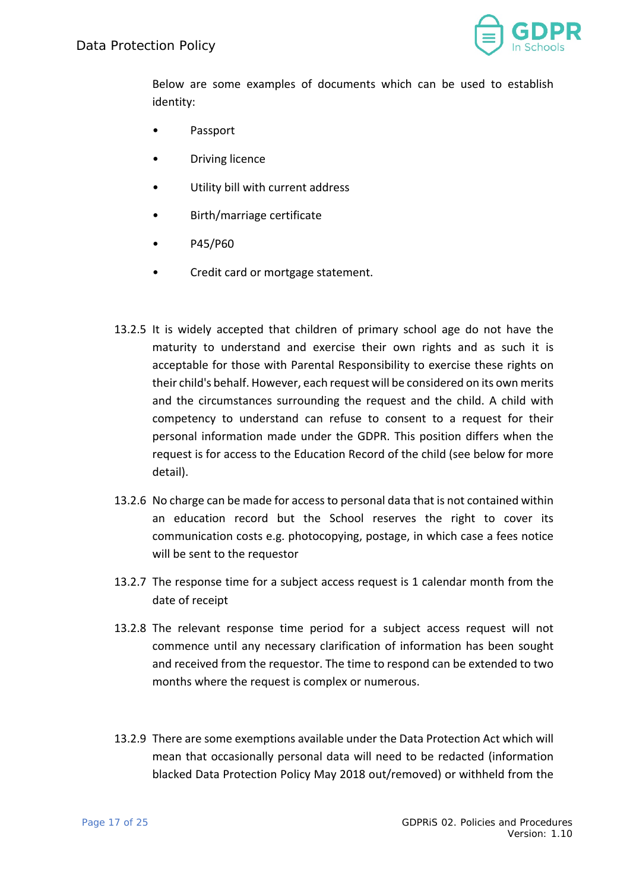Below are some examples of documents which can be used to establish identity:

- Passport
- Driving licence
- Utility bill with current address
- Birth/marriage certificate
- P45/P60
- Credit card or mortgage statement.

13.2.5 It is widely accepted that children of primary school age do not have the maturity to understand and exercise their own rights and as such it is acceptable for those with Parental Responsibility to exercise these rights on their child's behalf. However, each request will be considered on its own merits and the circumstances surrounding the request and the child. A child with competency to understand can refuse to consent to a request for their personal information made under the GDPR. This position differs when the request is for access to the Education Record of the child (see below for more detail).

13.2.6 No charge can be made for access to personal data that is not contained within an education record but the School reserves the right to cover its communication costs e.g. photocopying, postage, in which case a fees notice will be sent to the requestor

13.2.7 The response time for a subject access request is 1 calendar month from the date of receipt

13.2.8 The relevant response time period for a subject access request will not commence until any necessary clarification of information has been sought and received from the requestor. The time to respond can be extended to two months where the request is complex or numerous.

13.2.9 There are some exemptions available under the Data Protection Act which will mean that occasionally personal data will need to be redacted (information blacked Data Protection Policy May 2018 out/removed) or withheld from the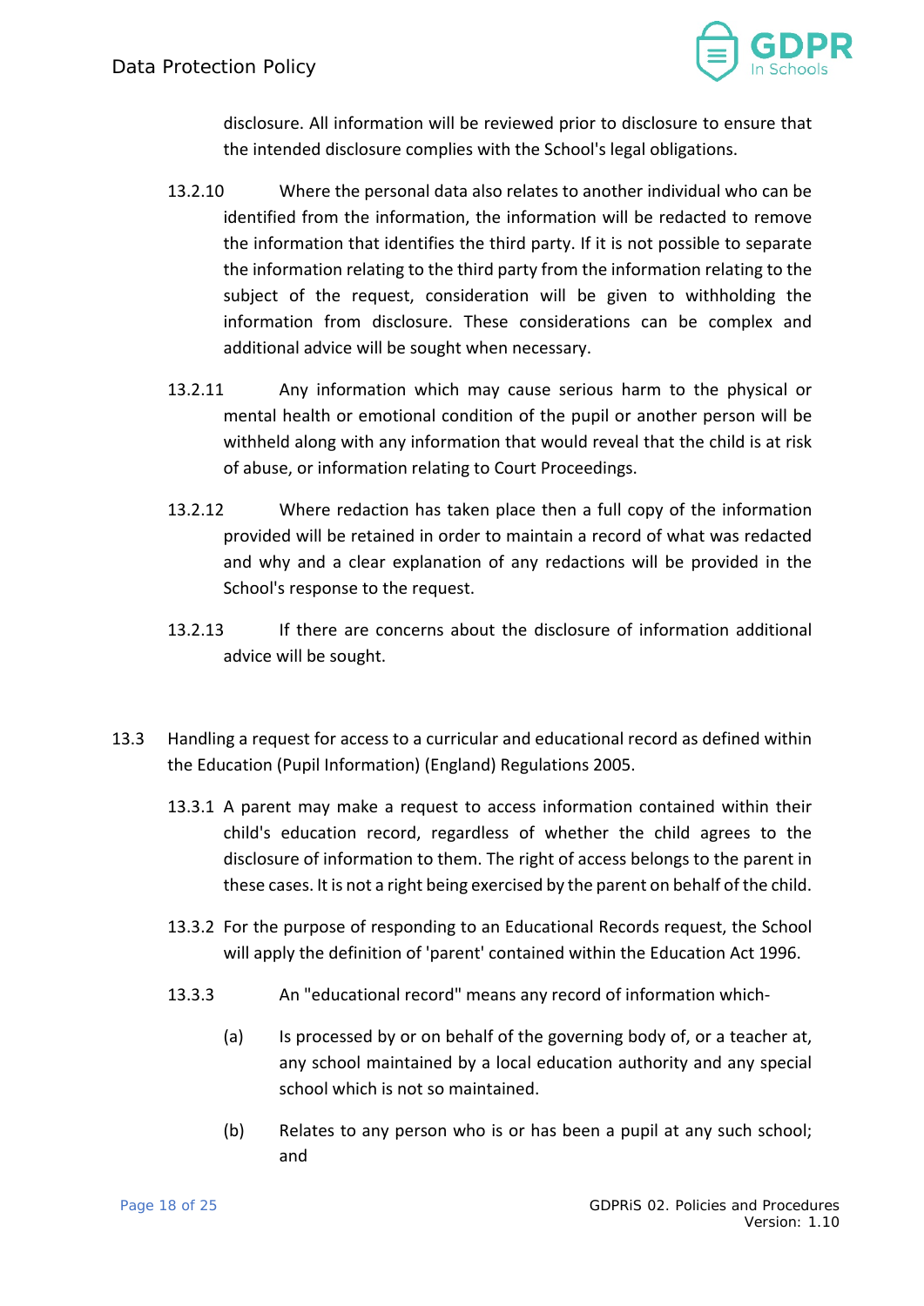disclosure. All information will be reviewed prior to disclosure to ensure that the intended disclosure complies with the School's legal obligations.

13.2.10 Where the personal data also relates to another individual who can be identified from the information, the information will be redacted to remove the information that identifies the third party. If it is not possible to separate the information relating to the third party from the information relating to the subject of the request, consideration will be given to withholding the information from disclosure. These considerations can be complex and additional advice will be sought when necessary.

13.2.11 Any information which may cause serious harm to the physical or mental health or emotional condition of the pupil or another person will be withheld along with any information that would reveal that the child is at risk of abuse, or information relating to Court Proceedings.

13.2.12 Where redaction has taken place then a full copy of the information provided will be retained in order to maintain a record of what was redacted and why and a clear explanation of any redactions will be provided in the School's response to the request.

13.2.13 If there are concerns about the disclosure of information additional advice will be sought.

13.3 Handling a request for access to a curricular and educational record as defined within the Education (Pupil Information) (England) Regulations 2005.

13.3.1 A parent may make a request to access information contained within their child's education record, regardless of whether the child agrees to the disclosure of information to them. The right of access belongs to the parent in these cases. It is not a right being exercised by the parent on behalf of the child.

13.3.2 For the purpose of responding to an Educational Records request, the School will apply the definition of 'parent' contained within the Education Act 1996.

13.3.3 An "educational record" means any record of information which-

(a) Is processed by or on behalf of the governing body of, or a teacher at, any school maintained by a local education authority and any special school which is not so maintained.

(b) Relates to any person who is or has been a pupil at any such school; and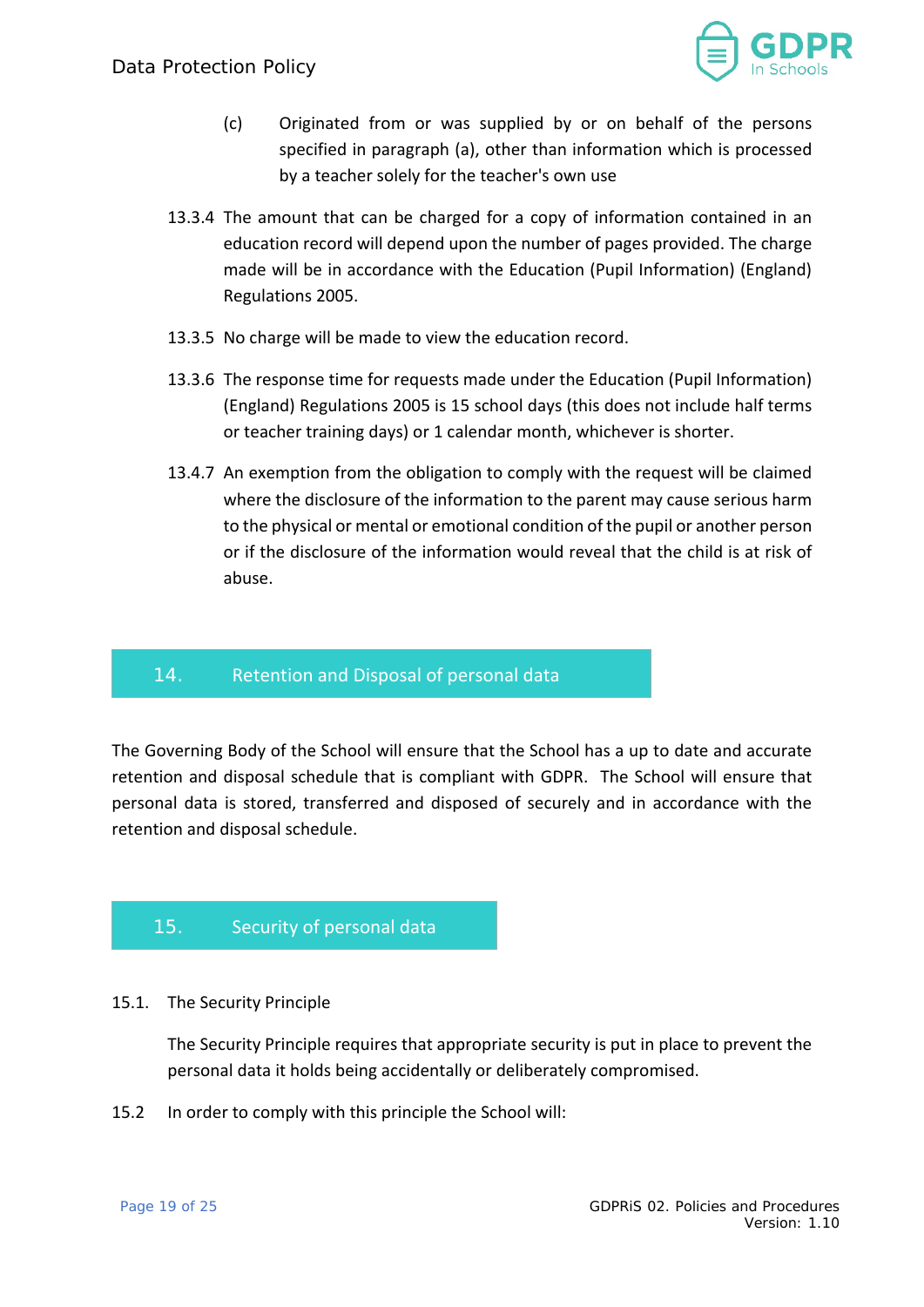(c) Originated from or was supplied by or on behalf of the persons specified in paragraph (a), other than information which is processed by a teacher solely for the teacher's own use

13.3.4 The amount that can be charged for a copy of information contained in an education record will depend upon the number of pages provided. The charge made will be in accordance with the Education (Pupil Information) (England) Regulations 2005.

13.3.5 No charge will be made to view the education record.

13.3.6 The response time for requests made under the Education (Pupil Information) (England) Regulations 2005 is 15 school days (this does not include half terms or teacher training days) or 1 calendar month, whichever is shorter.

13.4.7 An exemption from the obligation to comply with the request will be claimed where the disclosure of the information to the parent may cause serious harm to the physical or mental or emotional condition of the pupil or another person or if the disclosure of the information would reveal that the child is at risk of abuse.

## 14. Retention and Disposal of personal data

The Governing Body of the School will ensure that the School has a up to date and accurate retention and disposal schedule that is compliant with GDPR. The School will ensure that personal data is stored, transferred and disposed of securely and in accordance with the retention and disposal schedule.

## 15. Security of personal data

15.1. The Security Principle

The Security Principle requires that appropriate security is put in place to prevent the personal data it holds being accidentally or deliberately compromised.

15.2 In order to comply with this principle the School will: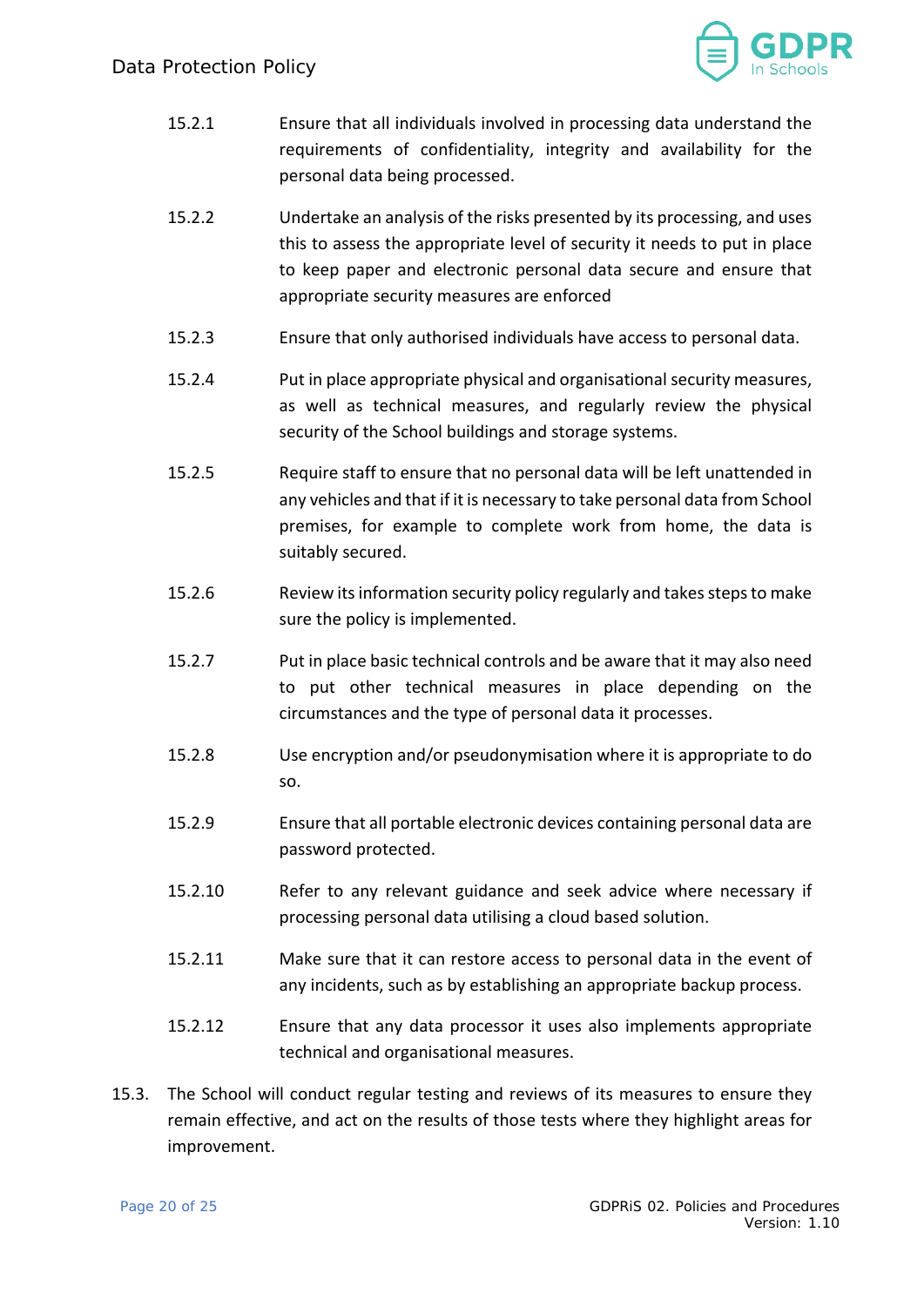15.2.1 Ensure that all individuals involved in processing data understand the requirements of confidentiality, integrity and availability for the personal data being processed.

15.2.2 Undertake an analysis of the risks presented by its processing, and uses this to assess the appropriate level of security it needs to put in place to keep paper and electronic personal data secure and ensure that appropriate security measures are enforced

15.2.3 Ensure that only authorised individuals have access to personal data.

15.2.4 Put in place appropriate physical and organisational security measures, as well as technical measures, and regularly review the physical security of the School buildings and storage systems.

15.2.5 Require staff to ensure that no personal data will be left unattended in any vehicles and that if it is necessary to take personal data from School premises, for example to complete work from home, the data is suitably secured.

15.2.6 Review its information security policy regularly and takes steps to make sure the policy is implemented.

15.2.7 Put in place basic technical controls and be aware that it may also need to put other technical measures in place depending on the circumstances and the type of personal data it processes.

15.2.8 Use encryption and/or pseudonymisation where it is appropriate to do so.

15.2.9 Ensure that all portable electronic devices containing personal data are password protected.

15.2.10 Refer to any relevant guidance and seek advice where necessary if processing personal data utilising a cloud based solution.

15.2.11 Make sure that it can restore access to personal data in the event of any incidents, such as by establishing an appropriate backup process.

15.2.12 Ensure that any data processor it uses also implements appropriate technical and organisational measures.

15.3. The School will conduct regular testing and reviews of its measures to ensure they remain effective, and act on the results of those tests where they highlight areas for improvement.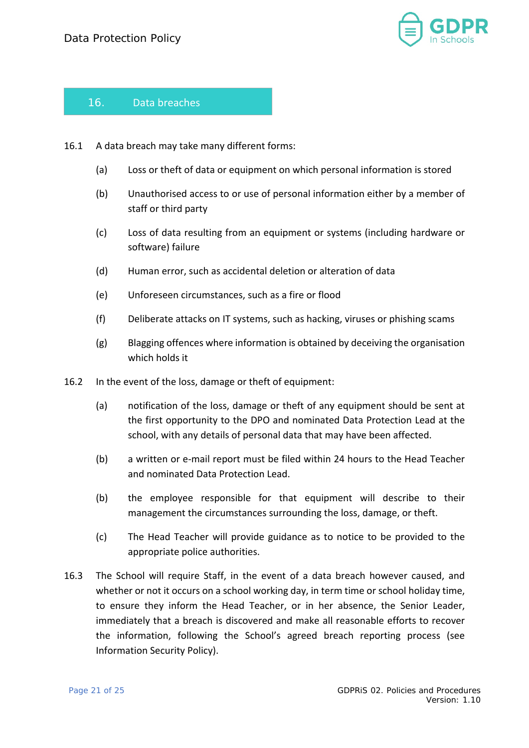## 16. Data breaches

16.1 A data breach may take many different forms:

(a) Loss or theft of data or equipment on which personal information is stored

(b) Unauthorised access to or use of personal information either by a member of staff or third party

(c) Loss of data resulting from an equipment or systems (including hardware or software) failure

(d) Human error, such as accidental deletion or alteration of data

(e) Unforeseen circumstances, such as a fire or flood

(f) Deliberate attacks on IT systems, such as hacking, viruses or phishing scams

(g) Blagging offences where information is obtained by deceiving the organisation which holds it

16.2 In the event of the loss, damage or theft of equipment:

(a) notification of the loss, damage or theft of any equipment should be sent at the first opportunity to the DPO and nominated Data Protection Lead at the school, with any details of personal data that may have been affected.

(b) a written or e-mail report must be filed within 24 hours to the Head Teacher and nominated Data Protection Lead.

(b) the employee responsible for that equipment will describe to their management the circumstances surrounding the loss, damage, or theft.

(c) The Head Teacher will provide guidance as to notice to be provided to the appropriate police authorities.

16.3 The School will require Staff, in the event of a data breach however caused, and whether or not it occurs on a school working day, in term time or school holiday time, to ensure they inform the Head Teacher, or in her absence, the Senior Leader, immediately that a breach is discovered and make all reasonable efforts to recover the information, following the School's agreed breach reporting process (see Information Security Policy).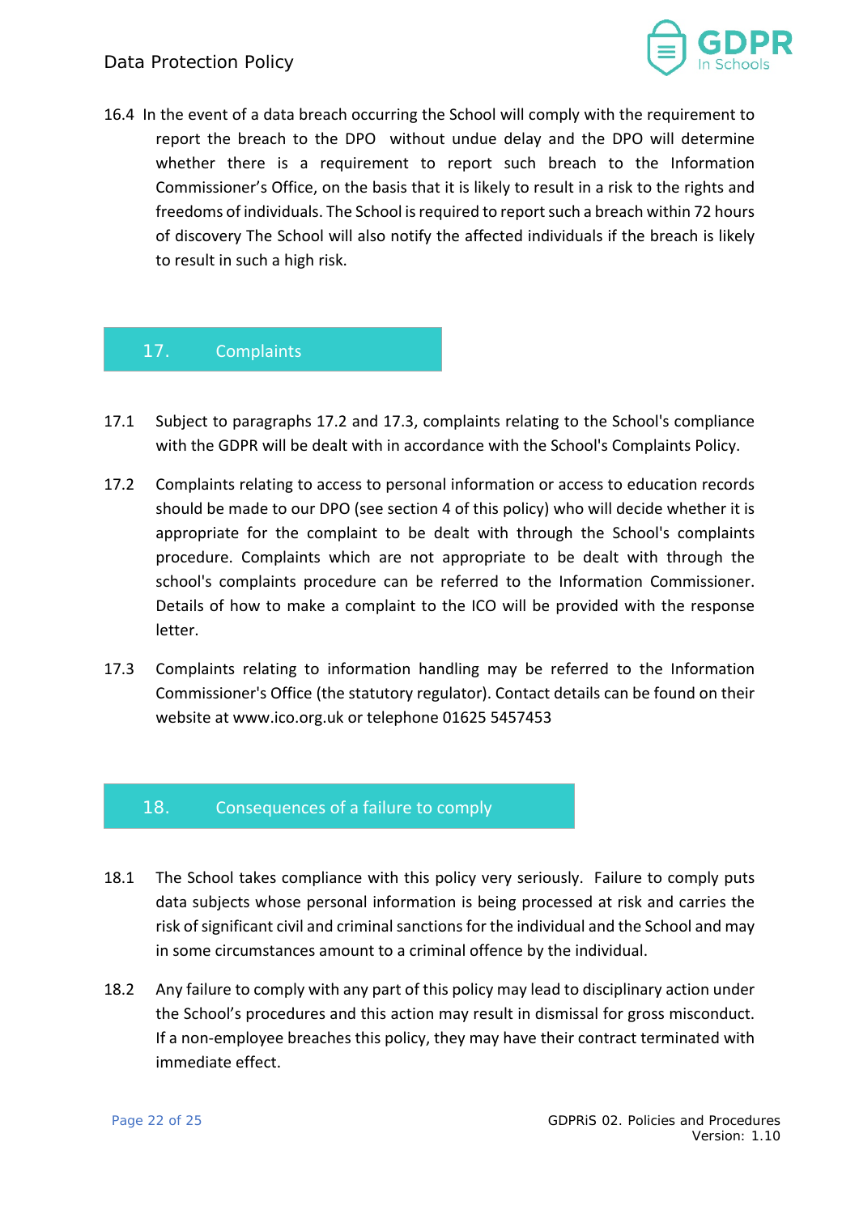16.4 In the event of a data breach occurring the School will comply with the requirement to report the breach to the DPO without undue delay and the DPO will determine whether there is a requirement to report such breach to the Information Commissioner's Office, on the basis that it is likely to result in a risk to the rights and freedoms of individuals. The School is required to report such a breach within 72 hours of discovery The School will also notify the affected individuals if the breach is likely to result in such a high risk.

## 17. Complaints

17.1 Subject to paragraphs 17.2 and 17.3, complaints relating to the School's compliance with the GDPR will be dealt with in accordance with the School's Complaints Policy.

17.2 Complaints relating to access to personal information or access to education records should be made to our DPO (see section 4 of this policy) who will decide whether it is appropriate for the complaint to be dealt with through the School's complaints procedure. Complaints which are not appropriate to be dealt with through the school's complaints procedure can be referred to the Information Commissioner. Details of how to make a complaint to the ICO will be provided with the response letter.

17.3 Complaints relating to information handling may be referred to the Information Commissioner's Office (the statutory regulator). Contact details can be found on their website at www.ico.org.uk or telephone 01625 5457453

## 18. Consequences of a failure to comply

18.1 The School takes compliance with this policy very seriously. Failure to comply puts data subjects whose personal information is being processed at risk and carries the risk of significant civil and criminal sanctions for the individual and the School and may in some circumstances amount to a criminal offence by the individual.

18.2 Any failure to comply with any part of this policy may lead to disciplinary action under the School's procedures and this action may result in dismissal for gross misconduct. If a non-employee breaches this policy, they may have their contract terminated with immediate effect.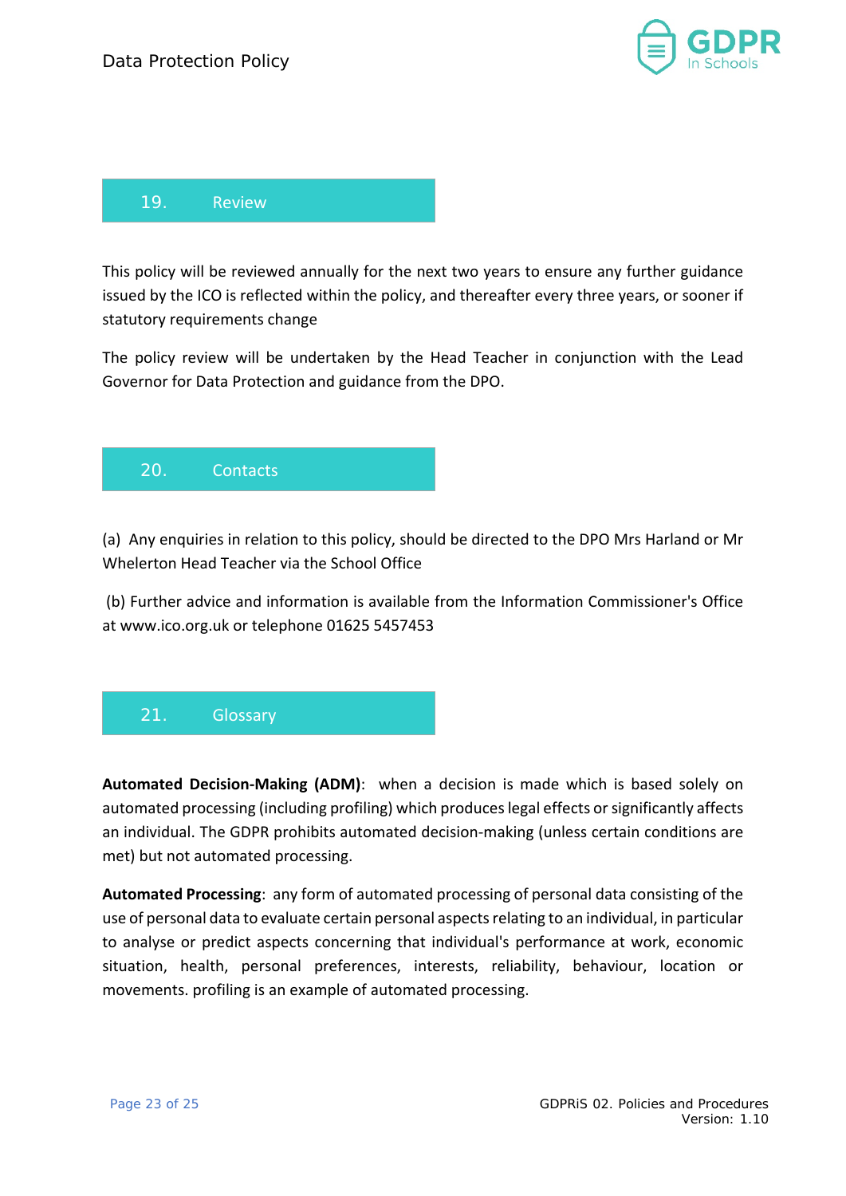## 19. Review

This policy will be reviewed annually for the next two years to ensure any further guidance issued by the ICO is reflected within the policy, and thereafter every three years, or sooner if statutory requirements change

The policy review will be undertaken by the Head Teacher in conjunction with the Lead Governor for Data Protection and guidance from the DPO.

## 20. Contacts

(a) Any enquiries in relation to this policy, should be directed to the DPO Mrs Harland or Mr Whelerton Head Teacher via the School Office

(b) Further advice and information is available from the Information Commissioner's Office at www.ico.org.uk or telephone 01625 5457453

## 21. Glossary

**Automated Decision-Making (ADM)**: when a decision is made which is based solely on automated processing (including profiling) which produces legal effects or significantly affects an individual. The GDPR prohibits automated decision-making (unless certain conditions are met) but not automated processing.

**Automated Processing**: any form of automated processing of personal data consisting of the use of personal data to evaluate certain personal aspects relating to an individual, in particular to analyse or predict aspects concerning that individual's performance at work, economic situation, health, personal preferences, interests, reliability, behaviour, location or movements. profiling is an example of automated processing.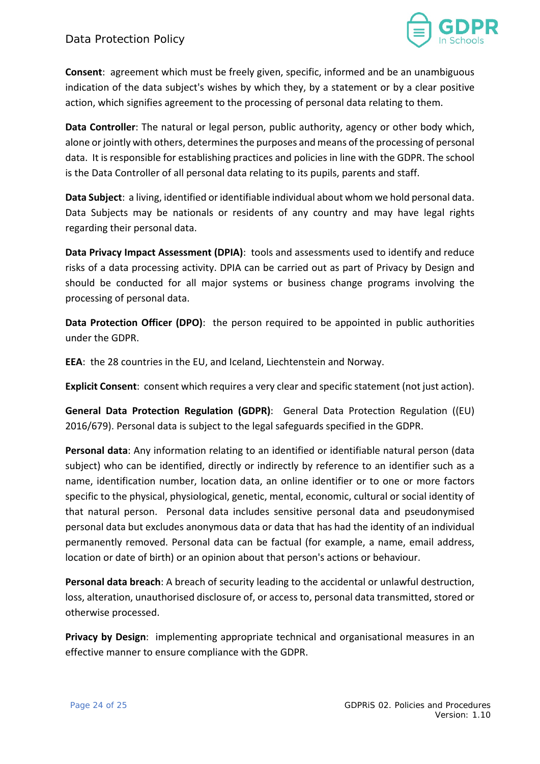**Consent**: agreement which must be freely given, specific, informed and be an unambiguous indication of the data subject's wishes by which they, by a statement or by a clear positive action, which signifies agreement to the processing of personal data relating to them.

**Data Controller**: The natural or legal person, public authority, agency or other body which, alone or jointly with others, determines the purposes and means of the processing of personal data. It is responsible for establishing practices and policies in line with the GDPR. The school is the Data Controller of all personal data relating to its pupils, parents and staff.

**Data Subject**: a living, identified or identifiable individual about whom we hold personal data. Data Subjects may be nationals or residents of any country and may have legal rights regarding their personal data.

**Data Privacy Impact Assessment (DPIA)**: tools and assessments used to identify and reduce risks of a data processing activity. DPIA can be carried out as part of Privacy by Design and should be conducted for all major systems or business change programs involving the processing of personal data.

**Data Protection Officer (DPO)**: the person required to be appointed in public authorities under the GDPR.

**EEA**: the 28 countries in the EU, and Iceland, Liechtenstein and Norway.

**Explicit Consent**: consent which requires a very clear and specific statement (not just action).

**General Data Protection Regulation (GDPR)**: General Data Protection Regulation ((EU) 2016/679). Personal data is subject to the legal safeguards specified in the GDPR.

**Personal data**: Any information relating to an identified or identifiable natural person (data subject) who can be identified, directly or indirectly by reference to an identifier such as a name, identification number, location data, an online identifier or to one or more factors specific to the physical, physiological, genetic, mental, economic, cultural or social identity of that natural person. Personal data includes sensitive personal data and pseudonymised personal data but excludes anonymous data or data that has had the identity of an individual permanently removed. Personal data can be factual (for example, a name, email address, location or date of birth) or an opinion about that person's actions or behaviour.

**Personal data breach**: A breach of security leading to the accidental or unlawful destruction, loss, alteration, unauthorised disclosure of, or access to, personal data transmitted, stored or otherwise processed.

**Privacy by Design**: implementing appropriate technical and organisational measures in an effective manner to ensure compliance with the GDPR.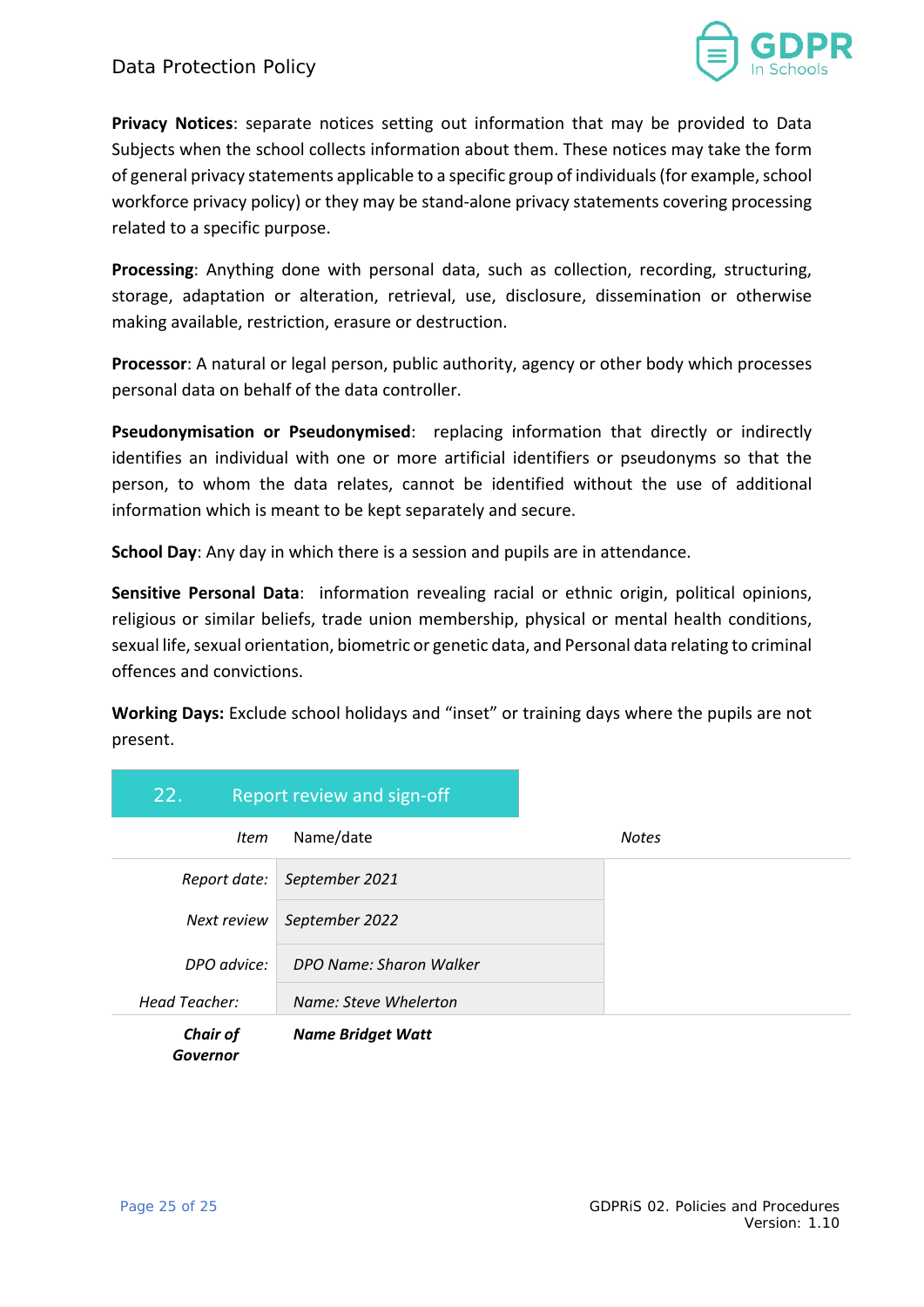**Privacy Notices**: separate notices setting out information that may be provided to Data Subjects when the school collects information about them. These notices may take the form of general privacy statements applicable to a specific group of individuals (for example, school workforce privacy policy) or they may be stand-alone privacy statements covering processing related to a specific purpose.

**Processing**: Anything done with personal data, such as collection, recording, structuring, storage, adaptation or alteration, retrieval, use, disclosure, dissemination or otherwise making available, restriction, erasure or destruction.

**Processor**: A natural or legal person, public authority, agency or other body which processes personal data on behalf of the data controller.

**Pseudonymisation or Pseudonymised**: replacing information that directly or indirectly identifies an individual with one or more artificial identifiers or pseudonyms so that the person, to whom the data relates, cannot be identified without the use of additional information which is meant to be kept separately and secure.

**School Day**: Any day in which there is a session and pupils are in attendance.

**Sensitive Personal Data**: information revealing racial or ethnic origin, political opinions, religious or similar beliefs, trade union membership, physical or mental health conditions, sexual life, sexual orientation, biometric or genetic data, and Personal data relating to criminal offences and convictions.

**Working Days:** Exclude school holidays and "inset" or training days where the pupils are not present.

## 22. Report review and sign-off

| *Item* | Name/date | *Notes* |
|---|---|---|
| *Report date:* | *September 2021* | |
| *Next review* | *September 2022* | |
| *DPO advice:* | *DPO Name: Sharon Walker* | |
| *Head Teacher:* | *Name: Steve Whelerton* | |
| ***Chair of Governor*** | ***Name Bridget Watt*** | |